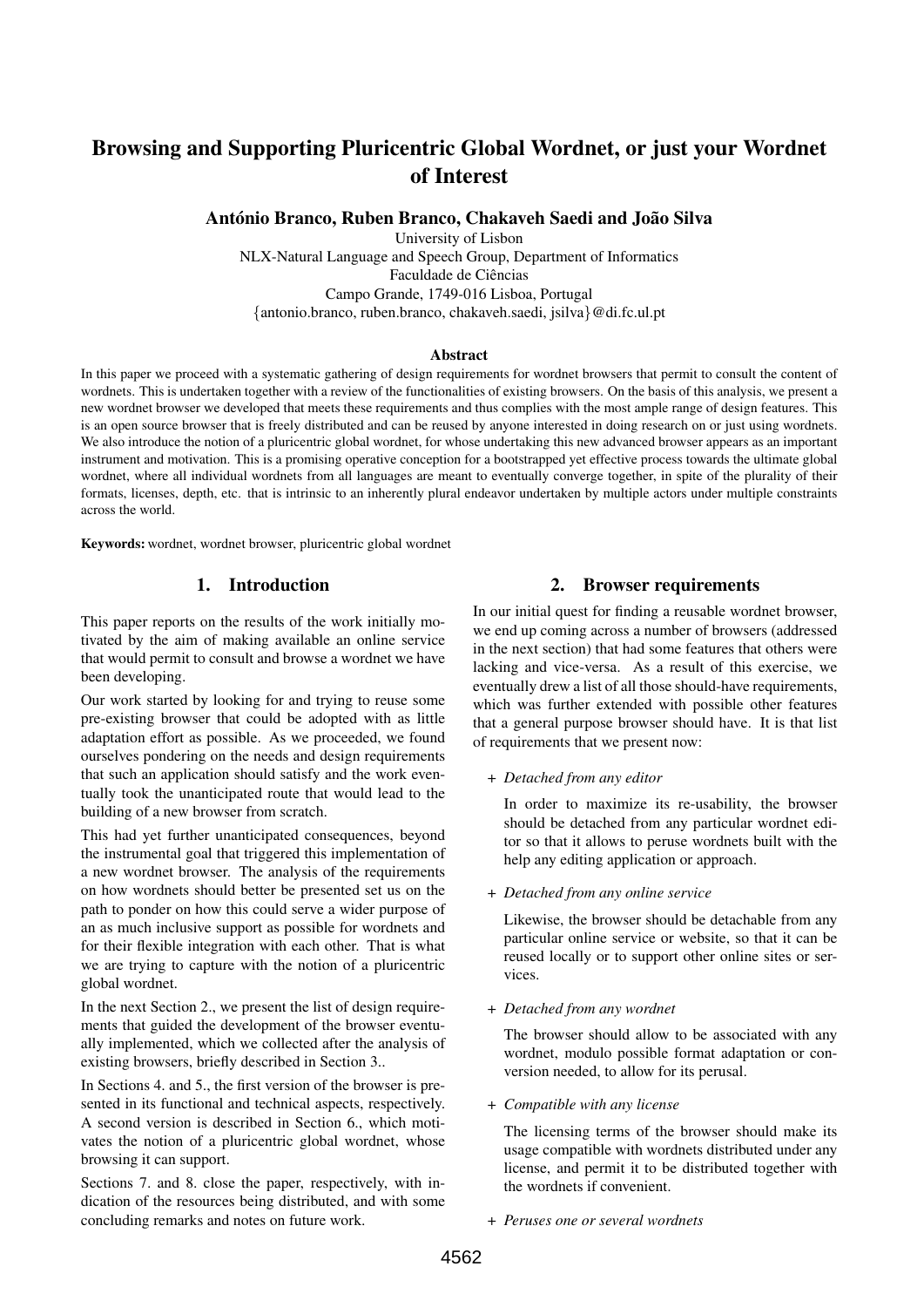# Browsing and Supporting Pluricentric Global Wordnet, or just your Wordnet of Interest

**António Branco, Ruben Branco, Chakaveh Saedi and João Silva**

University of Lisbon
NLX-Natural Language and Speech Group, Department of Informatics
Faculdade de Ciências
Campo Grande, 1749-016 Lisboa, Portugal
{antonio.branco, ruben.branco, chakaveh.saedi, jsilva}@di.fc.ul.pt

### Abstract

In this paper we proceed with a systematic gathering of design requirements for wordnet browsers that permit to consult the content of wordnets. This is undertaken together with a review of the functionalities of existing browsers. On the basis of this analysis, we present a new wordnet browser we developed that meets these requirements and thus complies with the most ample range of design features. This is an open source browser that is freely distributed and can be reused by anyone interested in doing research on or just using wordnets. We also introduce the notion of a pluricentric global wordnet, for whose undertaking this new advanced browser appears as an important instrument and motivation. This is a promising operative conception for a bootstrapped yet effective process towards the ultimate global wordnet, where all individual wordnets from all languages are meant to eventually converge together, in spite of the plurality of their formats, licenses, depth, etc. that is intrinsic to an inherently plural endeavor undertaken by multiple actors under multiple constraints across the world.

**Keywords:** wordnet, wordnet browser, pluricentric global wordnet

## 1. Introduction

This paper reports on the results of the work initially motivated by the aim of making available an online service that would permit to consult and browse a wordnet we have been developing.

Our work started by looking for and trying to reuse some pre-existing browser that could be adopted with as little adaptation effort as possible. As we proceeded, we found ourselves pondering on the needs and design requirements that such an application should satisfy and the work eventually took the unanticipated route that would lead to the building of a new browser from scratch.

This had yet further unanticipated consequences, beyond the instrumental goal that triggered this implementation of a new wordnet browser. The analysis of the requirements on how wordnets should better be presented set us on the path to ponder on how this could serve a wider purpose of an as much inclusive support as possible for wordnets and for their flexible integration with each other. That is what we are trying to capture with the notion of a pluricentric global wordnet.

In the next Section 2., we present the list of design requirements that guided the development of the browser eventually implemented, which we collected after the analysis of existing browsers, briefly described in Section 3..

In Sections 4. and 5., the first version of the browser is presented in its functional and technical aspects, respectively. A second version is described in Section 6., which motivates the notion of a pluricentric global wordnet, whose browsing it can support.

Sections 7. and 8. close the paper, respectively, with indication of the resources being distributed, and with some concluding remarks and notes on future work.

## 2. Browser requirements

In our initial quest for finding a reusable wordnet browser, we end up coming across a number of browsers (addressed in the next section) that had some features that others were lacking and vice-versa. As a result of this exercise, we eventually drew a list of all those should-have requirements, which was further extended with possible other features that a general purpose browser should have. It is that list of requirements that we present now:

+ *Detached from any editor*

  In order to maximize its re-usability, the browser should be detached from any particular wordnet editor so that it allows to peruse wordnets built with the help any editing application or approach.

+ *Detached from any online service*

  Likewise, the browser should be detachable from any particular online service or website, so that it can be reused locally or to support other online sites or services.

+ *Detached from any wordnet*

  The browser should allow to be associated with any wordnet, modulo possible format adaptation or conversion needed, to allow for its perusal.

+ *Compatible with any license*

  The licensing terms of the browser should make its usage compatible with wordnets distributed under any license, and permit it to be distributed together with the wordnets if convenient.

+ *Peruses one or several wordnets*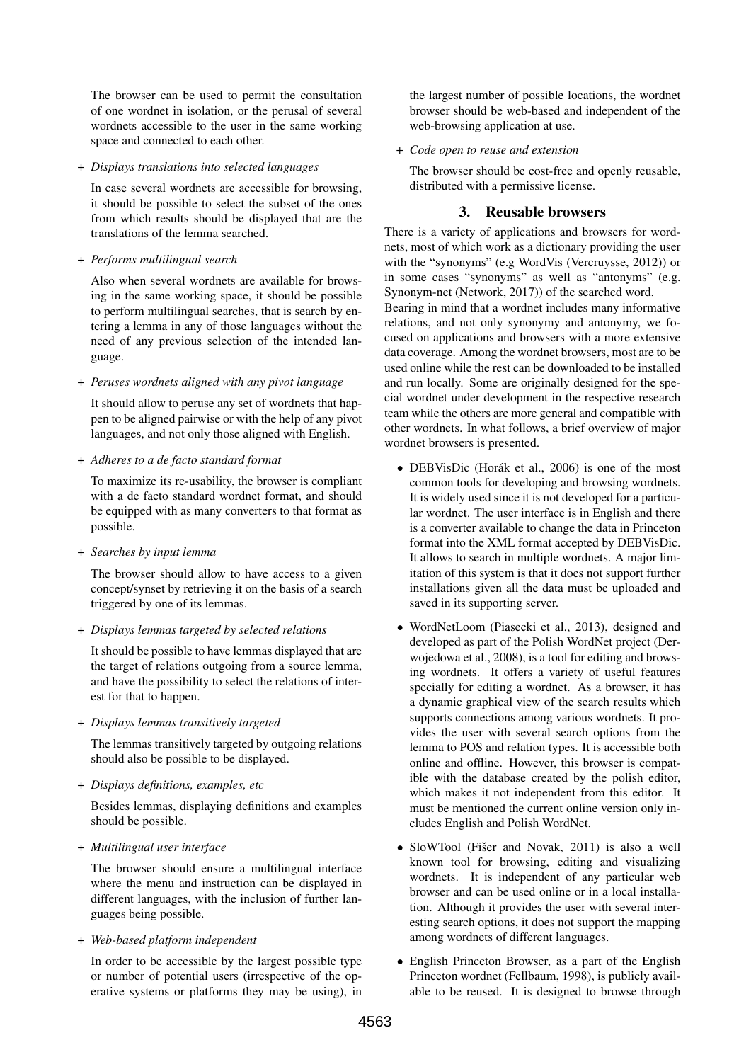The browser can be used to permit the consultation of one wordnet in isolation, or the perusal of several wordnets accessible to the user in the same working space and connected to each other.

+ *Displays translations into selected languages*

  In case several wordnets are accessible for browsing, it should be possible to select the subset of the ones from which results should be displayed that are the translations of the lemma searched.

+ *Performs multilingual search*

  Also when several wordnets are available for browsing in the same working space, it should be possible to perform multilingual searches, that is search by entering a lemma in any of those languages without the need of any previous selection of the intended language.

+ *Peruses wordnets aligned with any pivot language*

  It should allow to peruse any set of wordnets that happen to be aligned pairwise or with the help of any pivot languages, and not only those aligned with English.

+ *Adheres to a de facto standard format*

  To maximize its re-usability, the browser is compliant with a de facto standard wordnet format, and should be equipped with as many converters to that format as possible.

+ *Searches by input lemma*

  The browser should allow to have access to a given concept/synset by retrieving it on the basis of a search triggered by one of its lemmas.

+ *Displays lemmas targeted by selected relations*

  It should be possible to have lemmas displayed that are the target of relations outgoing from a source lemma, and have the possibility to select the relations of interest for that to happen.

+ *Displays lemmas transitively targeted*

  The lemmas transitively targeted by outgoing relations should also be possible to be displayed.

+ *Displays definitions, examples, etc*

  Besides lemmas, displaying definitions and examples should be possible.

+ *Multilingual user interface*

  The browser should ensure a multilingual interface where the menu and instruction can be displayed in different languages, with the inclusion of further languages being possible.

+ *Web-based platform independent*

  In order to be accessible by the largest possible type or number of potential users (irrespective of the operative systems or platforms they may be using), in the largest number of possible locations, the wordnet browser should be web-based and independent of the web-browsing application at use.

+ *Code open to reuse and extension*

  The browser should be cost-free and openly reusable, distributed with a permissive license.

## 3. Reusable browsers

There is a variety of applications and browsers for wordnets, most of which work as a dictionary providing the user with the "synonyms" (e.g WordVis (Vercruysse, 2012)) or in some cases "synonyms" as well as "antonyms" (e.g. Synonym-net (Network, 2017)) of the searched word.

Bearing in mind that a wordnet includes many informative relations, and not only synonymy and antonymy, we focused on applications and browsers with a more extensive data coverage. Among the wordnet browsers, most are to be used online while the rest can be downloaded to be installed and run locally. Some are originally designed for the special wordnet under development in the respective research team while the others are more general and compatible with other wordnets. In what follows, a brief overview of major wordnet browsers is presented.

- DEBVisDic (Horák et al., 2006) is one of the most common tools for developing and browsing wordnets. It is widely used since it is not developed for a particular wordnet. The user interface is in English and there is a converter available to change the data in Princeton format into the XML format accepted by DEBVisDic. It allows to search in multiple wordnets. A major limitation of this system is that it does not support further installations given all the data must be uploaded and saved in its supporting server.

- WordNetLoom (Piasecki et al., 2013), designed and developed as part of the Polish WordNet project (Derwojedowa et al., 2008), is a tool for editing and browsing wordnets. It offers a variety of useful features specially for editing a wordnet. As a browser, it has a dynamic graphical view of the search results which supports connections among various wordnets. It provides the user with several search options from the lemma to POS and relation types. It is accessible both online and offline. However, this browser is compatible with the database created by the polish editor, which makes it not independent from this editor. It must be mentioned the current online version only includes English and Polish WordNet.

- SloWTool (Fišer and Novak, 2011) is also a well known tool for browsing, editing and visualizing wordnets. It is independent of any particular web browser and can be used online or in a local installation. Although it provides the user with several interesting search options, it does not support the mapping among wordnets of different languages.

- English Princeton Browser, as a part of the English Princeton wordnet (Fellbaum, 1998), is publicly available to be reused. It is designed to browse through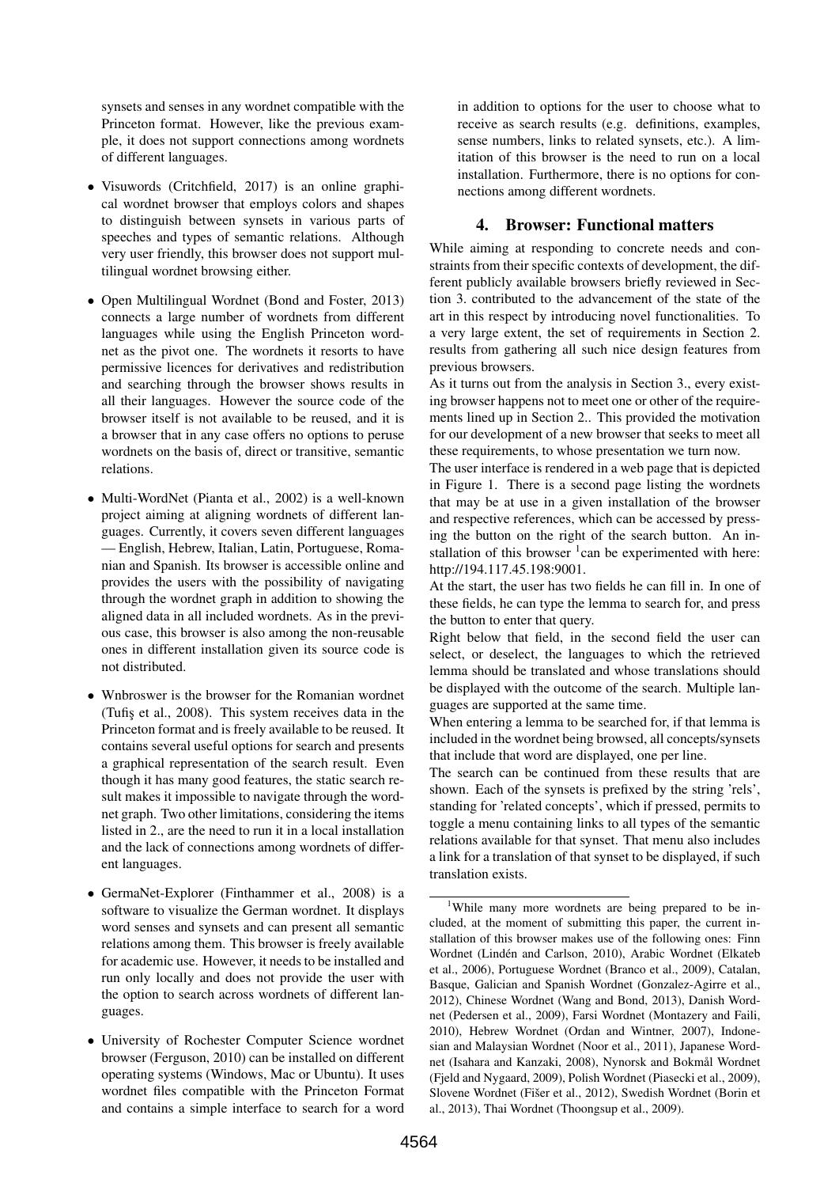synsets and senses in any wordnet compatible with the Princeton format. However, like the previous example, it does not support connections among wordnets of different languages.

- Visuwords (Critchfield, 2017) is an online graphical wordnet browser that employs colors and shapes to distinguish between synsets in various parts of speeches and types of semantic relations. Although very user friendly, this browser does not support multilingual wordnet browsing either.

- Open Multilingual Wordnet (Bond and Foster, 2013) connects a large number of wordnets from different languages while using the English Princeton wordnet as the pivot one. The wordnets it resorts to have permissive licences for derivatives and redistribution and searching through the browser shows results in all their languages. However the source code of the browser itself is not available to be reused, and it is a browser that in any case offers no options to peruse wordnets on the basis of, direct or transitive, semantic relations.

- Multi-WordNet (Pianta et al., 2002) is a well-known project aiming at aligning wordnets of different languages. Currently, it covers seven different languages — English, Hebrew, Italian, Latin, Portuguese, Romanian and Spanish. Its browser is accessible online and provides the users with the possibility of navigating through the wordnet graph in addition to showing the aligned data in all included wordnets. As in the previous case, this browser is also among the non-reusable ones in different installation given its source code is not distributed.

- Wnbroswer is the browser for the Romanian wordnet (Tufiş et al., 2008). This system receives data in the Princeton format and is freely available to be reused. It contains several useful options for search and presents a graphical representation of the search result. Even though it has many good features, the static search result makes it impossible to navigate through the wordnet graph. Two other limitations, considering the items listed in 2., are the need to run it in a local installation and the lack of connections among wordnets of different languages.

- GermaNet-Explorer (Finthammer et al., 2008) is a software to visualize the German wordnet. It displays word senses and synsets and can present all semantic relations among them. This browser is freely available for academic use. However, it needs to be installed and run only locally and does not provide the user with the option to search across wordnets of different languages.

- University of Rochester Computer Science wordnet browser (Ferguson, 2010) can be installed on different operating systems (Windows, Mac or Ubuntu). It uses wordnet files compatible with the Princeton Format and contains a simple interface to search for a word in addition to options for the user to choose what to receive as search results (e.g. definitions, examples, sense numbers, links to related synsets, etc.). A limitation of this browser is the need to run on a local installation. Furthermore, there is no options for connections among different wordnets.

## 4. Browser: Functional matters

While aiming at responding to concrete needs and constraints from their specific contexts of development, the different publicly available browsers briefly reviewed in Section 3. contributed to the advancement of the state of the art in this respect by introducing novel functionalities. To a very large extent, the set of requirements in Section 2. results from gathering all such nice design features from previous browsers.

As it turns out from the analysis in Section 3., every existing browser happens not to meet one or other of the requirements lined up in Section 2.. This provided the motivation for our development of a new browser that seeks to meet all these requirements, to whose presentation we turn now.

The user interface is rendered in a web page that is depicted in Figure 1. There is a second page listing the wordnets that may be at use in a given installation of the browser and respective references, which can be accessed by pressing the button on the right of the search button. An installation of this browser [1] can be experimented with here: http://194.117.45.198:9001.

At the start, the user has two fields he can fill in. In one of these fields, he can type the lemma to search for, and press the button to enter that query.

Right below that field, in the second field the user can select, or deselect, the languages to which the retrieved lemma should be translated and whose translations should be displayed with the outcome of the search. Multiple languages are supported at the same time.

When entering a lemma to be searched for, if that lemma is included in the wordnet being browsed, all concepts/synsets that include that word are displayed, one per line.

The search can be continued from these results that are shown. Each of the synsets is prefixed by the string 'rels', standing for 'related concepts', which if pressed, permits to toggle a menu containing links to all types of the semantic relations available for that synset. That menu also includes a link for a translation of that synset to be displayed, if such translation exists.

[1] While many more wordnets are being prepared to be included, at the moment of submitting this paper, the current installation of this browser makes use of the following ones: Finn Wordnet (Lindén and Carlson, 2010), Arabic Wordnet (Elkateb et al., 2006), Portuguese Wordnet (Branco et al., 2009), Catalan, Basque, Galician and Spanish Wordnet (Gonzalez-Agirre et al., 2012), Chinese Wordnet (Wang and Bond, 2013), Danish Wordnet (Pedersen et al., 2009), Farsi Wordnet (Montazery and Faili, 2010), Hebrew Wordnet (Ordan and Wintner, 2007), Indonesian and Malaysian Wordnet (Noor et al., 2011), Japanese Wordnet (Isahara and Kanzaki, 2008), Nynorsk and Bokmål Wordnet (Fjeld and Nygaard, 2009), Polish Wordnet (Piasecki et al., 2009), Slovene Wordnet (Fišer et al., 2012), Swedish Wordnet (Borin et al., 2013), Thai Wordnet (Thoongsup et al., 2009).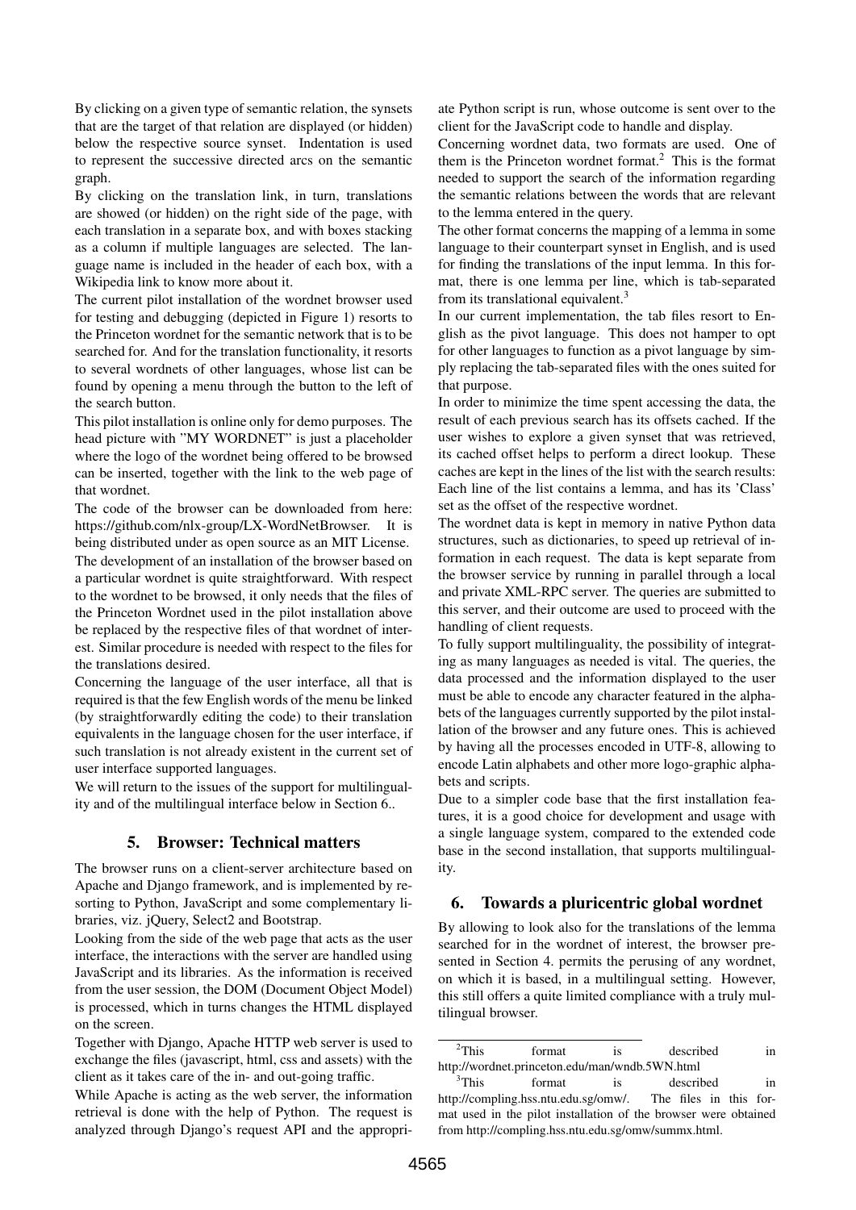By clicking on a given type of semantic relation, the synsets that are the target of that relation are displayed (or hidden) below the respective source synset. Indentation is used to represent the successive directed arcs on the semantic graph.

By clicking on the translation link, in turn, translations are showed (or hidden) on the right side of the page, with each translation in a separate box, and with boxes stacking as a column if multiple languages are selected. The language name is included in the header of each box, with a Wikipedia link to know more about it.

The current pilot installation of the wordnet browser used for testing and debugging (depicted in Figure 1) resorts to the Princeton wordnet for the semantic network that is to be searched for. And for the translation functionality, it resorts to several wordnets of other languages, whose list can be found by opening a menu through the button to the left of the search button.

This pilot installation is online only for demo purposes. The head picture with "MY WORDNET" is just a placeholder where the logo of the wordnet being offered to be browsed can be inserted, together with the link to the web page of that wordnet.

The code of the browser can be downloaded from here: https://github.com/nlx-group/LX-WordNetBrowser. It is being distributed under as open source as an MIT License.

The development of an installation of the browser based on a particular wordnet is quite straightforward. With respect to the wordnet to be browsed, it only needs that the files of the Princeton Wordnet used in the pilot installation above be replaced by the respective files of that wordnet of interest. Similar procedure is needed with respect to the files for the translations desired.

Concerning the language of the user interface, all that is required is that the few English words of the menu be linked (by straightforwardly editing the code) to their translation equivalents in the language chosen for the user interface, if such translation is not already existent in the current set of user interface supported languages.

We will return to the issues of the support for multilinguality and of the multilingual interface below in Section 6..

## 5. Browser: Technical matters

The browser runs on a client-server architecture based on Apache and Django framework, and is implemented by resorting to Python, JavaScript and some complementary libraries, viz. jQuery, Select2 and Bootstrap.

Looking from the side of the web page that acts as the user interface, the interactions with the server are handled using JavaScript and its libraries. As the information is received from the user session, the DOM (Document Object Model) is processed, which in turns changes the HTML displayed on the screen.

Together with Django, Apache HTTP web server is used to exchange the files (javascript, html, css and assets) with the client as it takes care of the in- and out-going traffic.

While Apache is acting as the web server, the information retrieval is done with the help of Python. The request is analyzed through Django's request API and the appropriate Python script is run, whose outcome is sent over to the client for the JavaScript code to handle and display.

Concerning wordnet data, two formats are used. One of them is the Princeton wordnet format.[2] This is the format needed to support the search of the information regarding the semantic relations between the words that are relevant to the lemma entered in the query.

The other format concerns the mapping of a lemma in some language to their counterpart synset in English, and is used for finding the translations of the input lemma. In this format, there is one lemma per line, which is tab-separated from its translational equivalent.[3]

In our current implementation, the tab files resort to English as the pivot language. This does not hamper to opt for other languages to function as a pivot language by simply replacing the tab-separated files with the ones suited for that purpose.

In order to minimize the time spent accessing the data, the result of each previous search has its offsets cached. If the user wishes to explore a given synset that was retrieved, its cached offset helps to perform a direct lookup. These caches are kept in the lines of the list with the search results: Each line of the list contains a lemma, and has its 'Class' set as the offset of the respective wordnet.

The wordnet data is kept in memory in native Python data structures, such as dictionaries, to speed up retrieval of information in each request. The data is kept separate from the browser service by running in parallel through a local and private XML-RPC server. The queries are submitted to this server, and their outcome are used to proceed with the handling of client requests.

To fully support multilinguality, the possibility of integrating as many languages as needed is vital. The queries, the data processed and the information displayed to the user must be able to encode any character featured in the alphabets of the languages currently supported by the pilot installation of the browser and any future ones. This is achieved by having all the processes encoded in UTF-8, allowing to encode Latin alphabets and other more logo-graphic alphabets and scripts.

Due to a simpler code base that the first installation features, it is a good choice for development and usage with a single language system, compared to the extended code base in the second installation, that supports multilinguality.

## 6. Towards a pluricentric global wordnet

By allowing to look also for the translations of the lemma searched for in the wordnet of interest, the browser presented in Section 4. permits the perusing of any wordnet, on which it is based, in a multilingual setting. However, this still offers a quite limited compliance with a truly multilingual browser.

[2] This format is described in http://wordnet.princeton.edu/man/wndb.5WN.html

[3] This format is described in http://compling.hss.ntu.edu.sg/omw/. The files in this format used in the pilot installation of the browser were obtained from http://compling.hss.ntu.edu.sg/omw/summx.html.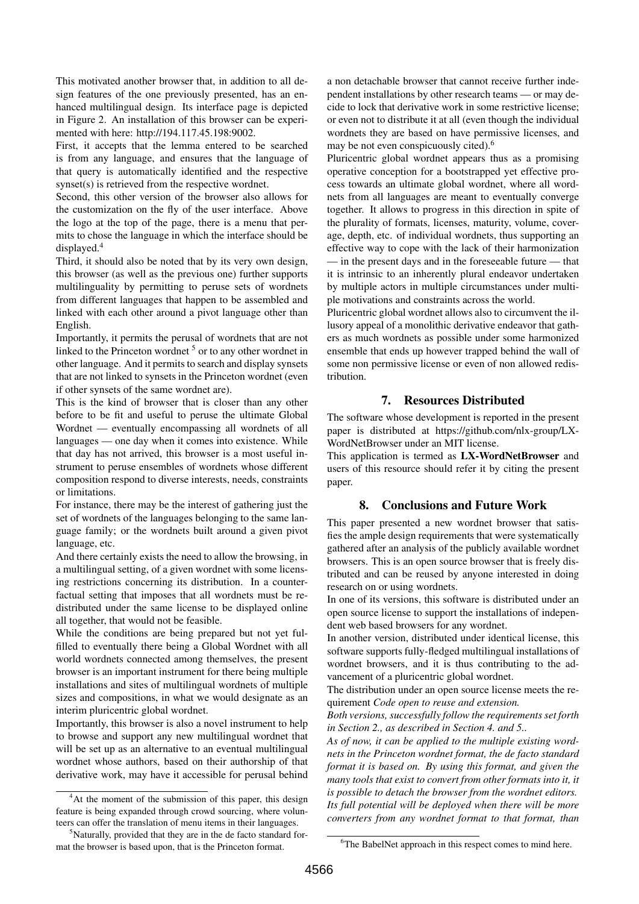This motivated another browser that, in addition to all design features of the one previously presented, has an enhanced multilingual design. Its interface page is depicted in Figure 2. An installation of this browser can be experimented with here: http://194.117.45.198:9002.

First, it accepts that the lemma entered to be searched is from any language, and ensures that the language of that query is automatically identified and the respective synset(s) is retrieved from the respective wordnet.

Second, this other version of the browser also allows for the customization on the fly of the user interface. Above the logo at the top of the page, there is a menu that permits to chose the language in which the interface should be displayed.[4]

Third, it should also be noted that by its very own design, this browser (as well as the previous one) further supports multilinguality by permitting to peruse sets of wordnets from different languages that happen to be assembled and linked with each other around a pivot language other than English.

Importantly, it permits the perusal of wordnets that are not linked to the Princeton wordnet [5] or to any other wordnet in other language. And it permits to search and display synsets that are not linked to synsets in the Princeton wordnet (even if other synsets of the same wordnet are).

This is the kind of browser that is closer than any other before to be fit and useful to peruse the ultimate Global Wordnet — eventually encompassing all wordnets of all languages — one day when it comes into existence. While that day has not arrived, this browser is a most useful instrument to peruse ensembles of wordnets whose different composition respond to diverse interests, needs, constraints or limitations.

For instance, there may be the interest of gathering just the set of wordnets of the languages belonging to the same language family; or the wordnets built around a given pivot language, etc.

And there certainly exists the need to allow the browsing, in a multilingual setting, of a given wordnet with some licensing restrictions concerning its distribution. In a counterfactual setting that imposes that all wordnets must be redistributed under the same license to be displayed online all together, that would not be feasible.

While the conditions are being prepared but not yet fulfilled to eventually there being a Global Wordnet with all world wordnets connected among themselves, the present browser is an important instrument for there being multiple installations and sites of multilingual wordnets of multiple sizes and compositions, in what we would designate as an interim pluricentric global wordnet.

Importantly, this browser is also a novel instrument to help to browse and support any new multilingual wordnet that will be set up as an alternative to an eventual multilingual wordnet whose authors, based on their authorship of that derivative work, may have it accessible for perusal behind a non detachable browser that cannot receive further independent installations by other research teams — or may decide to lock that derivative work in some restrictive license; or even not to distribute it at all (even though the individual wordnets they are based on have permissive licenses, and may be not even conspicuously cited).[6]

Pluricentric global wordnet appears thus as a promising operative conception for a bootstrapped yet effective process towards an ultimate global wordnet, where all wordnets from all languages are meant to eventually converge together. It allows to progress in this direction in spite of the plurality of formats, licenses, maturity, volume, coverage, depth, etc. of individual wordnets, thus supporting an effective way to cope with the lack of their harmonization — in the present days and in the foreseeable future — that it is intrinsic to an inherently plural endeavor undertaken by multiple actors in multiple circumstances under multiple motivations and constraints across the world.

Pluricentric global wordnet allows also to circumvent the illusory appeal of a monolithic derivative endeavor that gathers as much wordnets as possible under some harmonized ensemble that ends up however trapped behind the wall of some non permissive license or even of non allowed redistribution.

## 7. Resources Distributed

The software whose development is reported in the present paper is distributed at https://github.com/nlx-group/LX-WordNetBrowser under an MIT license.

This application is termed as **LX-WordNetBrowser** and users of this resource should refer it by citing the present paper.

## 8. Conclusions and Future Work

This paper presented a new wordnet browser that satisfies the ample design requirements that were systematically gathered after an analysis of the publicly available wordnet browsers. This is an open source browser that is freely distributed and can be reused by anyone interested in doing research on or using wordnets.

In one of its versions, this software is distributed under an open source license to support the installations of independent web based browsers for any wordnet.

In another version, distributed under identical license, this software supports fully-fledged multilingual installations of wordnet browsers, and it is thus contributing to the advancement of a pluricentric global wordnet.

The distribution under an open source license meets the requirement *Code open to reuse and extension.*

*Both versions, successfully follow the requirements set forth in Section 2., as described in Section 4. and 5..*

*As of now, it can be applied to the multiple existing wordnets in the Princeton wordnet format, the de facto standard format it is based on. By using this format, and given the many tools that exist to convert from other formats into it, it is possible to detach the browser from the wordnet editors. Its full potential will be deployed when there will be more converters from any wordnet format to that format, than*

[4] At the moment of the submission of this paper, this design feature is being expanded through crowd sourcing, where volunteers can offer the translation of menu items in their languages.

[5] Naturally, provided that they are in the de facto standard format the browser is based upon, that is the Princeton format.

[6] The BabelNet approach in this respect comes to mind here.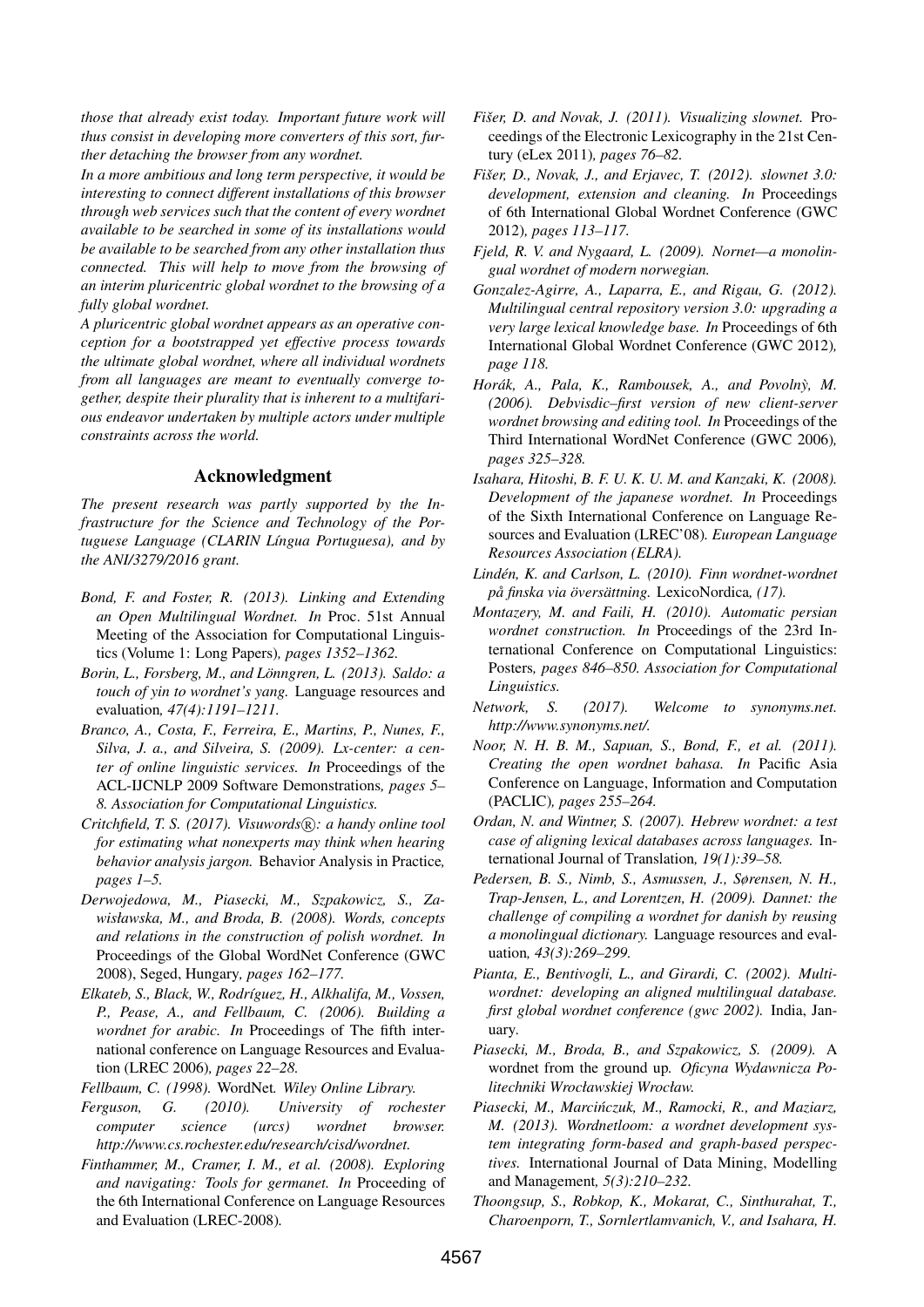*those that already exist today. Important future work will thus consist in developing more converters of this sort, further detaching the browser from any wordnet.*

*In a more ambitious and long term perspective, it would be interesting to connect different installations of this browser through web services such that the content of every wordnet available to be searched in some of its installations would be available to be searched from any other installation thus connected. This will help to move from the browsing of an interim pluricentric global wordnet to the browsing of a fully global wordnet.*

*A pluricentric global wordnet appears as an operative conception for a bootstrapped yet effective process towards the ultimate global wordnet, where all individual wordnets from all languages are meant to eventually converge together, despite their plurality that is inherent to a multifarious endeavor undertaken by multiple actors under multiple constraints across the world.*

## Acknowledgment

*The present research was partly supported by the Infrastructure for the Science and Technology of the Portuguese Language (CLARIN Língua Portuguesa), and by the ANI/3279/2016 grant.*

*Bond, F. and Foster, R. (2013). Linking and Extending an Open Multilingual Wordnet. In* Proc. 51st Annual Meeting of the Association for Computational Linguistics (Volume 1: Long Papers)*, pages 1352–1362.*

*Borin, L., Forsberg, M., and Lönngren, L. (2013). Saldo: a touch of yin to wordnet's yang.* Language resources and evaluation*, 47(4):1191–1211.*

*Branco, A., Costa, F., Ferreira, E., Martins, P., Nunes, F., Silva, J. a., and Silveira, S. (2009). Lx-center: a center of online linguistic services. In* Proceedings of the ACL-IJCNLP 2009 Software Demonstrations*, pages 5–8. Association for Computational Linguistics.*

*Critchfield, T. S. (2017). Visuwords®: a handy online tool for estimating what nonexperts may think when hearing behavior analysis jargon.* Behavior Analysis in Practice*, pages 1–5.*

*Derwojedowa, M., Piasecki, M., Szpakowicz, S., Zawisławska, M., and Broda, B. (2008). Words, concepts and relations in the construction of polish wordnet. In* Proceedings of the Global WordNet Conference (GWC 2008), Seged, Hungary*, pages 162–177.*

*Elkateb, S., Black, W., Rodríguez, H., Alkhalifa, M., Vossen, P., Pease, A., and Fellbaum, C. (2006). Building a wordnet for arabic. In* Proceedings of The fifth international conference on Language Resources and Evaluation (LREC 2006)*, pages 22–28.*

*Fellbaum, C. (1998).* WordNet*. Wiley Online Library.*

*Ferguson, G. (2010). University of rochester computer science (urcs) wordnet browser. http://www.cs.rochester.edu/research/cisd/wordnet.*

*Finthammer, M., Cramer, I. M., et al. (2008). Exploring and navigating: Tools for germanet. In* Proceeding of the 6th International Conference on Language Resources and Evaluation (LREC-2008)*.*

*Fišer, D. and Novak, J. (2011). Visualizing slownet.* Proceedings of the Electronic Lexicography in the 21st Century (eLex 2011)*, pages 76–82.*

*Fišer, D., Novak, J., and Erjavec, T. (2012). slownet 3.0: development, extension and cleaning. In* Proceedings of 6th International Global Wordnet Conference (GWC 2012)*, pages 113–117.*

*Fjeld, R. V. and Nygaard, L. (2009). Nornet—a monolingual wordnet of modern norwegian.*

*Gonzalez-Agirre, A., Laparra, E., and Rigau, G. (2012). Multilingual central repository version 3.0: upgrading a very large lexical knowledge base. In* Proceedings of 6th International Global Wordnet Conference (GWC 2012)*, page 118.*

*Horák, A., Pala, K., Rambousek, A., and Povolnỳ, M. (2006). Debvisdic–first version of new client-server wordnet browsing and editing tool. In* Proceedings of the Third International WordNet Conference (GWC 2006)*, pages 325–328.*

*Isahara, Hitoshi, B. F. U. K. U. M. and Kanzaki, K. (2008). Development of the japanese wordnet. In* Proceedings of the Sixth International Conference on Language Resources and Evaluation (LREC'08)*. European Language Resources Association (ELRA).*

*Lindén, K. and Carlson, L. (2010). Finn wordnet-wordnet på finska via översättning.* LexicoNordica*, (17).*

*Montazery, M. and Faili, H. (2010). Automatic persian wordnet construction. In* Proceedings of the 23rd International Conference on Computational Linguistics: Posters*, pages 846–850. Association for Computational Linguistics.*

*Network, S. (2017). Welcome to synonyms.net. http://www.synonyms.net/.*

*Noor, N. H. B. M., Sapuan, S., Bond, F., et al. (2011). Creating the open wordnet bahasa. In* Pacific Asia Conference on Language, Information and Computation (PACLIC)*, pages 255–264.*

*Ordan, N. and Wintner, S. (2007). Hebrew wordnet: a test case of aligning lexical databases across languages.* International Journal of Translation*, 19(1):39–58.*

*Pedersen, B. S., Nimb, S., Asmussen, J., Sørensen, N. H., Trap-Jensen, L., and Lorentzen, H. (2009). Dannet: the challenge of compiling a wordnet for danish by reusing a monolingual dictionary.* Language resources and evaluation*, 43(3):269–299.*

*Pianta, E., Bentivogli, L., and Girardi, C. (2002). Multiwordnet: developing an aligned multilingual database. first global wordnet conference (gwc 2002).* India, January.

*Piasecki, M., Broda, B., and Szpakowicz, S. (2009).* A wordnet from the ground up*. Oficyna Wydawnicza Politechniki Wrocławskiej Wrocław.*

*Piasecki, M., Marcińczuk, M., Ramocki, R., and Maziarz, M. (2013). Wordnetloom: a wordnet development system integrating form-based and graph-based perspectives.* International Journal of Data Mining, Modelling and Management*, 5(3):210–232.*

*Thoongsup, S., Robkop, K., Mokarat, C., Sinthurahat, T., Charoenporn, T., Sornlertlamvanich, V., and Isahara, H.*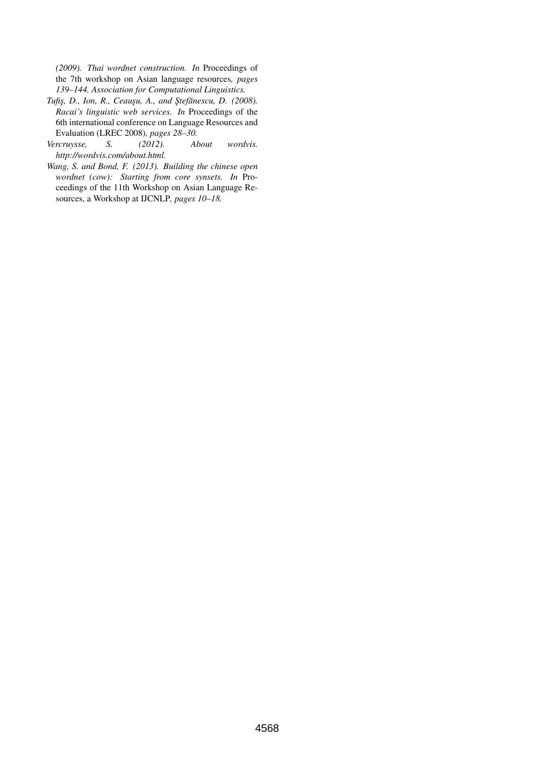*(2009). Thai wordnet construction. In* Proceedings of the 7th workshop on Asian language resources*, pages 139–144. Association for Computational Linguistics.*

*Tufiş, D., Ion, R., Ceauşu, A., and Ştefănescu, D. (2008). Racai's linguistic web services. In* Proceedings of the 6th international conference on Language Resources and Evaluation (LREC 2008)*, pages 28–30.*

*Vercruysse, S. (2012). About wordvis. http://wordvis.com/about.html.*

*Wang, S. and Bond, F. (2013). Building the chinese open wordnet (cow): Starting from core synsets. In* Proceedings of the 11th Workshop on Asian Language Resources, a Workshop at IJCNLP*, pages 10–18.*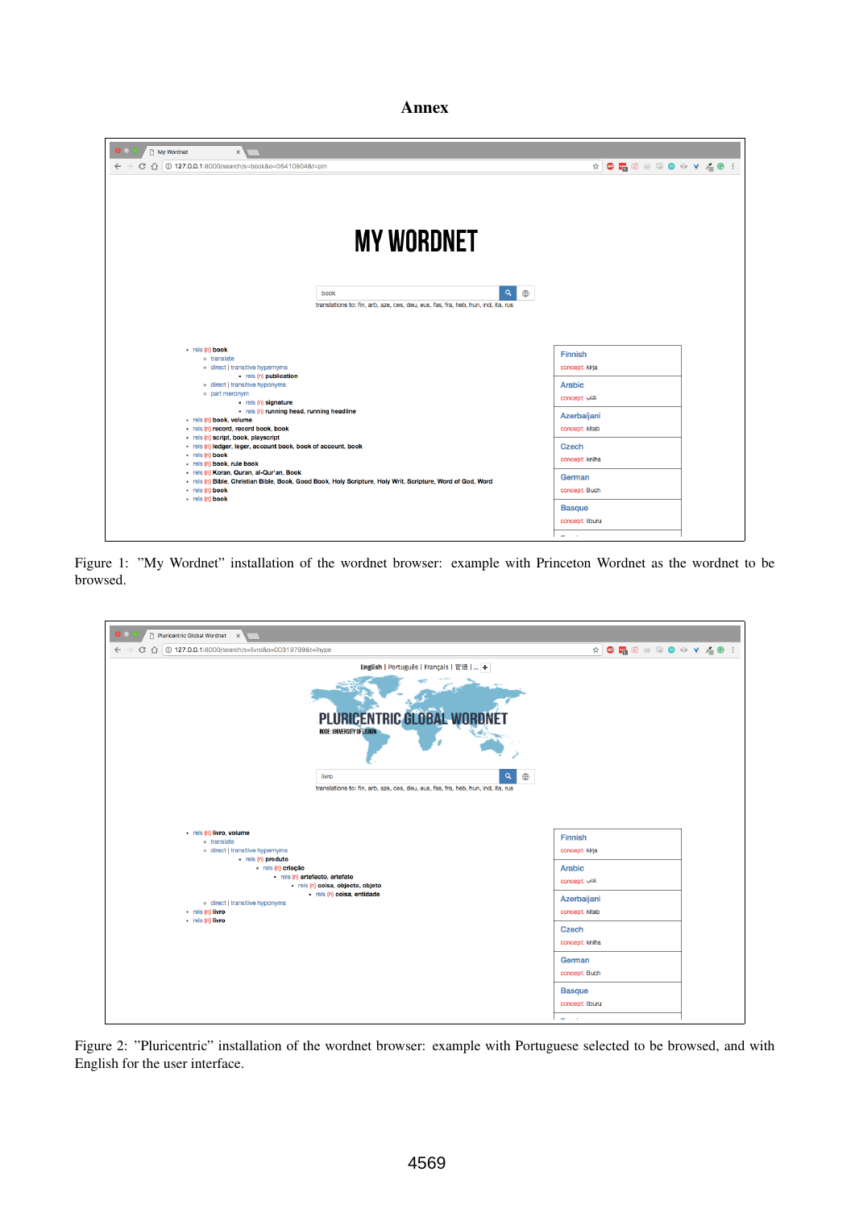# Annex

Figure 1: "My Wordnet" installation of the wordnet browser: example with Princeton Wordnet as the wordnet to be browsed.

Figure 2: "Pluricentric" installation of the wordnet browser: example with Portuguese selected to be browsed, and with English for the user interface.